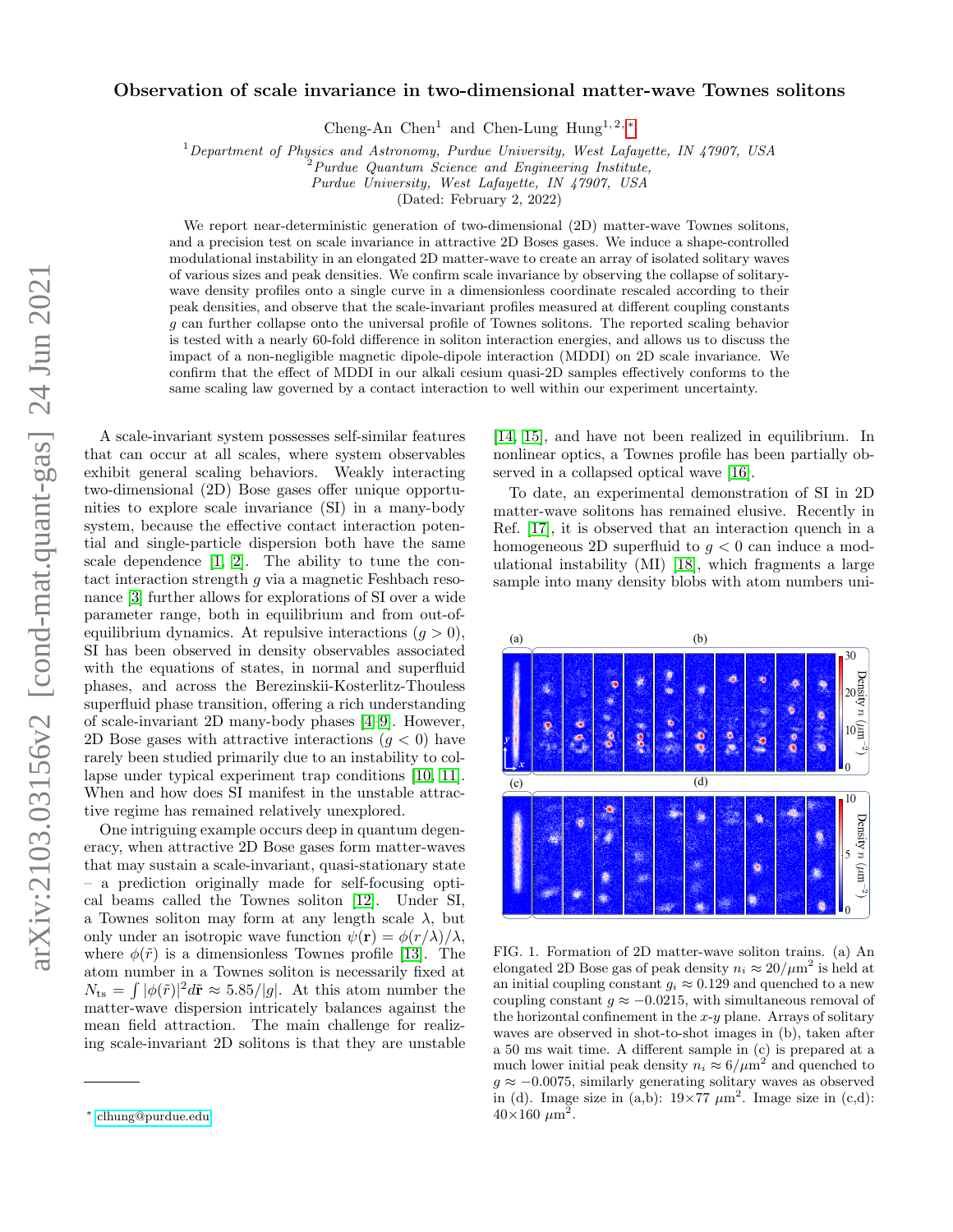# Observation of scale invariance in two-dimensional matter-wave Townes solitons

Cheng-An Chen[1] and Chen-Lung Hung[1,2,*]

[1] *Department of Physics and Astronomy, Purdue University, West Lafayette, IN 47907, USA*
[2] *Purdue Quantum Science and Engineering Institute, Purdue University, West Lafayette, IN 47907, USA*

(Dated: February 2, 2022)

We report near-deterministic generation of two-dimensional (2D) matter-wave Townes solitons, and a precision test on scale invariance in attractive 2D Boses gases. We induce a shape-controlled modulational instability in an elongated 2D matter-wave to create an array of isolated solitary waves of various sizes and peak densities. We confirm scale invariance by observing the collapse of solitary-wave density profiles onto a single curve in a dimensionless coordinate rescaled according to their peak densities, and observe that the scale-invariant profiles measured at different coupling constants $g$ can further collapse onto the universal profile of Townes solitons. The reported scaling behavior is tested with a nearly 60-fold difference in soliton interaction energies, and allows us to discuss the impact of a non-negligible magnetic dipole-dipole interaction (MDDI) on 2D scale invariance. We confirm that the effect of MDDI in our alkali cesium quasi-2D samples effectively conforms to the same scaling law governed by a contact interaction to well within our experiment uncertainty.

A scale-invariant system possesses self-similar features that can occur at all scales, where system observables exhibit general scaling behaviors. Weakly interacting two-dimensional (2D) Bose gases offer unique opportunities to explore scale invariance (SI) in a many-body system, because the effective contact interaction potential and single-particle dispersion both have the same scale dependence [1, 2]. The ability to tune the contact interaction strength $g$ via a magnetic Feshbach resonance [3] further allows for explorations of SI over a wide parameter range, both in equilibrium and from out-of-equilibrium dynamics. At repulsive interactions ($g > 0$), SI has been observed in density observables associated with the equations of states, in normal and superfluid phases, and across the Berezinskii-Kosterlitz-Thouless superfluid phase transition, offering a rich understanding of scale-invariant 2D many-body phases [4–9]. However, 2D Bose gases with attractive interactions ($g < 0$) have rarely been studied primarily due to an instability to collapse under typical experiment trap conditions [10, 11]. When and how does SI manifest in the unstable attractive regime has remained relatively unexplored.

One intriguing example occurs deep in quantum degeneracy, when attractive 2D Bose gases form matter-waves that may sustain a scale-invariant, quasi-stationary state – a prediction originally made for self-focusing optical beams called the Townes soliton [12]. Under SI, a Townes soliton may form at any length scale $\lambda$, but only under an isotropic wave function $\psi(\mathbf{r}) = \phi(r/\lambda)/\lambda$, where $\phi(\tilde{r})$ is a dimensionless Townes profile [13]. The atom number in a Townes soliton is necessarily fixed at $N_{\text{ts}} = \int |\phi(\tilde{r})|^2 d\tilde{\mathbf{r}} \approx 5.85/|g|$. At this atom number the matter-wave dispersion intricately balances against the mean field attraction. The main challenge for realizing scale-invariant 2D solitons is that they are unstable [14, 15], and have not been realized in equilibrium. In nonlinear optics, a Townes profile has been partially observed in a collapsed optical wave [16].

To date, an experimental demonstration of SI in 2D matter-wave solitons has remained elusive. Recently in Ref. [17], it is observed that an interaction quench in a homogeneous 2D superfluid to $g < 0$ can induce a modulational instability (MI) [18], which fragments a large sample into many density blobs with atom numbers uni-

FIG. 1. Formation of 2D matter-wave soliton trains. (a) An elongated 2D Bose gas of peak density $n_i \approx 20/\mu\text{m}^2$ is held at an initial coupling constant $g_i \approx 0.129$ and quenched to a new coupling constant $g \approx -0.0215$, with simultaneous removal of the horizontal confinement in the $x$-$y$ plane. Arrays of solitary waves are observed in shot-to-shot images in (b), taken after a 50 ms wait time. A different sample in (c) is prepared at a much lower initial peak density $n_i \approx 6/\mu\text{m}^2$ and quenched to $g \approx -0.0075$, similarly generating solitary waves as observed in (d). Image size in (a,b): $19\times 77\ \mu\text{m}^2$. Image size in (c,d): $40\times 160\ \mu\text{m}^2$.

* clhung@purdue.edu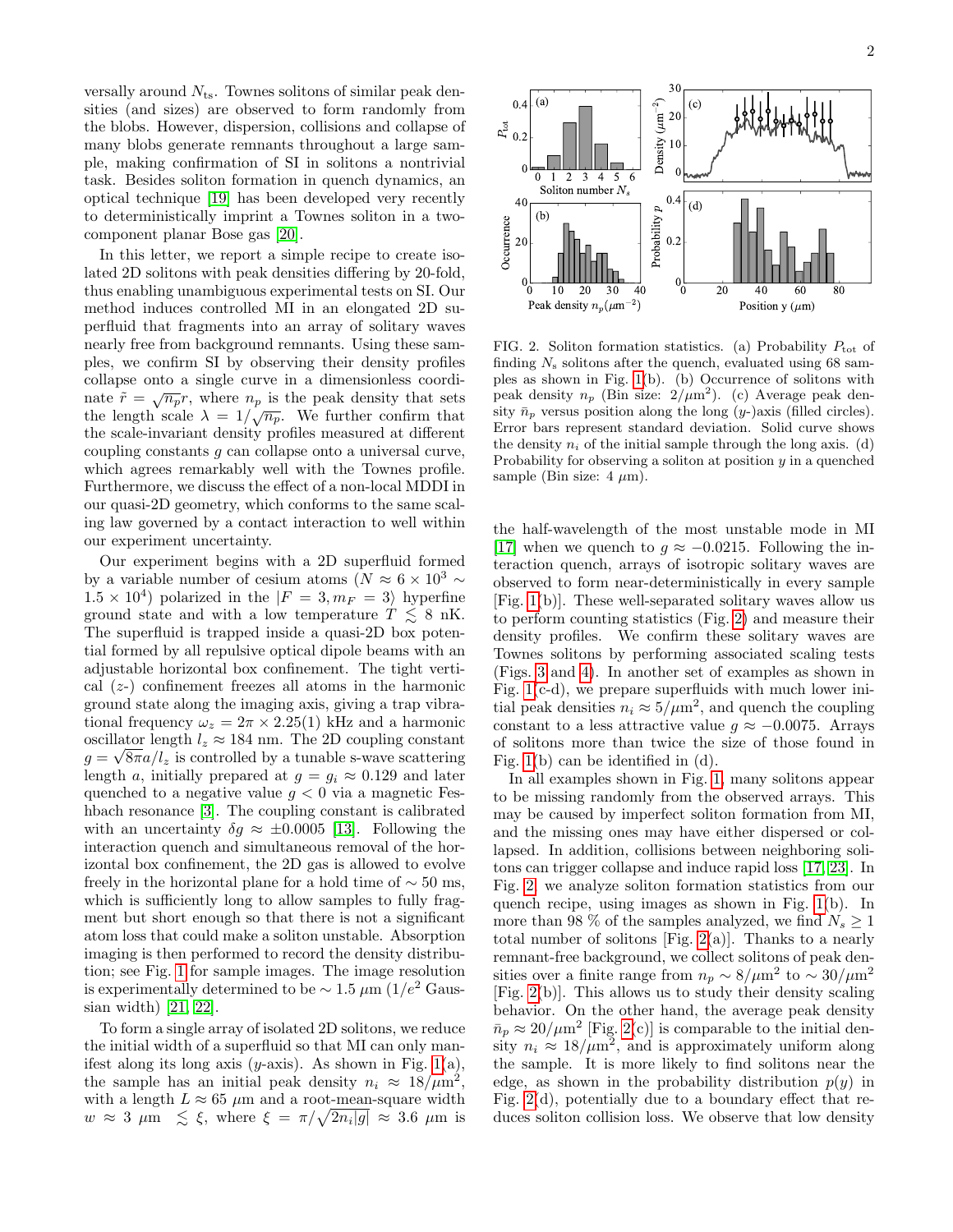versally around $N_{\rm ts}$. Townes solitons of similar peak densities (and sizes) are observed to form randomly from the blobs. However, dispersion, collisions and collapse of many blobs generate remnants throughout a large sample, making confirmation of SI in solitons a nontrivial task. Besides soliton formation in quench dynamics, an optical technique [19] has been developed very recently to deterministically imprint a Townes soliton in a two-component planar Bose gas [20].

In this letter, we report a simple recipe to create isolated 2D solitons with peak densities differing by 20-fold, thus enabling unambiguous experimental tests on SI. Our method induces controlled MI in an elongated 2D superfluid that fragments into an array of solitary waves nearly free from background remnants. Using these samples, we confirm SI by observing their density profiles collapse onto a single curve in a dimensionless coordinate $\tilde{r} = \sqrt{n_p} r$, where $n_p$ is the peak density that sets the length scale $\lambda = 1/\sqrt{n_p}$. We further confirm that the scale-invariant density profiles measured at different coupling constants $g$ can collapse onto a universal curve, which agrees remarkably well with the Townes profile. Furthermore, we discuss the effect of a non-local MDDI in our quasi-2D geometry, which conforms to the same scaling law governed by a contact interaction to well within our experiment uncertainty.

Our experiment begins with a 2D superfluid formed by a variable number of cesium atoms ($N \approx 6 \times 10^3 \sim 1.5 \times 10^4$) polarized in the $|F = 3, m_F = 3\rangle$ hyperfine ground state and with a low temperature $T \lesssim 8$ nK. The superfluid is trapped inside a quasi-2D box potential formed by all repulsive optical dipole beams with an adjustable horizontal box confinement. The tight vertical ($z$-) confinement freezes all atoms in the harmonic ground state along the imaging axis, giving a trap vibrational frequency $\omega_z = 2\pi \times 2.25(1)$ kHz and a harmonic oscillator length $l_z \approx 184$ nm. The 2D coupling constant $g = \sqrt{8\pi} a/l_z$ is controlled by a tunable s-wave scattering length $a$, initially prepared at $g = g_i \approx 0.129$ and later quenched to a negative value $g < 0$ via a magnetic Feshbach resonance [3]. The coupling constant is calibrated with an uncertainty $\delta g \approx \pm 0.0005$ [13]. Following the interaction quench and simultaneous removal of the horizontal box confinement, the 2D gas is allowed to evolve freely in the horizontal plane for a hold time of $\sim 50$ ms, which is sufficiently long to allow samples to fully fragment but short enough so that there is not a significant atom loss that could make a soliton unstable. Absorption imaging is then performed to record the density distribution; see Fig. 1 for sample images. The image resolution is experimentally determined to be $\sim 1.5$ $\mu$m ($1/e^2$ Gaussian width) [21, 22].

To form a single array of isolated 2D solitons, we reduce the initial width of a superfluid so that MI can only manifest along its long axis ($y$-axis). As shown in Fig. 1(a), the sample has an initial peak density $n_i \approx 18/\mu\text{m}^2$, with a length $L \approx 65$ $\mu$m and a root-mean-square width $w \approx 3$ $\mu$m $\lesssim \xi$, where $\xi = \pi/\sqrt{2n_i|g|} \approx 3.6$ $\mu$m is the half-wavelength of the most unstable mode in MI [17] when we quench to $g \approx -0.0215$. Following the interaction quench, arrays of isotropic solitary waves are observed to form near-deterministically in every sample [Fig. 1(b)]. These well-separated solitary waves allow us to perform counting statistics (Fig. 2) and measure their density profiles. We confirm these solitary waves are Townes solitons by performing associated scaling tests (Figs. 3 and 4). In another set of examples as shown in Fig. 1(c-d), we prepare superfluids with much lower initial peak densities $n_i \approx 5/\mu\text{m}^2$, and quench the coupling constant to a less attractive value $g \approx -0.0075$. Arrays of solitons more than twice the size of those found in Fig. 1(b) can be identified in (d).

FIG. 2. Soliton formation statistics. (a) Probability $P_{\rm tot}$ of finding $N_s$ solitons after the quench, evaluated using 68 samples as shown in Fig. 1(b). (b) Occurrence of solitons with peak density $n_p$ (Bin size: $2/\mu\text{m}^2$). (c) Average peak density $\bar{n}_p$ versus position along the long ($y$-)axis (filled circles). Error bars represent standard deviation. Solid curve shows the density $n_i$ of the initial sample through the long axis. (d) Probability for observing a soliton at position $y$ in a quenched sample (Bin size: 4 $\mu$m).

In all examples shown in Fig. 1, many solitons appear to be missing randomly from the observed arrays. This may be caused by imperfect soliton formation from MI, and the missing ones may have either dispersed or collapsed. In addition, collisions between neighboring solitons can trigger collapse and induce rapid loss [17, 23]. In Fig. 2, we analyze soliton formation statistics from our quench recipe, using images as shown in Fig. 1(b). In more than 98 % of the samples analyzed, we find $N_s \geq 1$ total number of solitons [Fig. 2(a)]. Thanks to a nearly remnant-free background, we collect solitons of peak densities over a finite range from $n_p \sim 8/\mu\text{m}^2$ to $\sim 30/\mu\text{m}^2$ [Fig. 2(b)]. This allows us to study their density scaling behavior. On the other hand, the average peak density $\bar{n}_p \approx 20/\mu\text{m}^2$ [Fig. 2(c)] is comparable to the initial density $n_i \approx 18/\mu\text{m}^2$, and is approximately uniform along the sample. It is more likely to find solitons near the edge, as shown in the probability distribution $p(y)$ in Fig. 2(d), potentially due to a boundary effect that reduces soliton collision loss. We observe that low density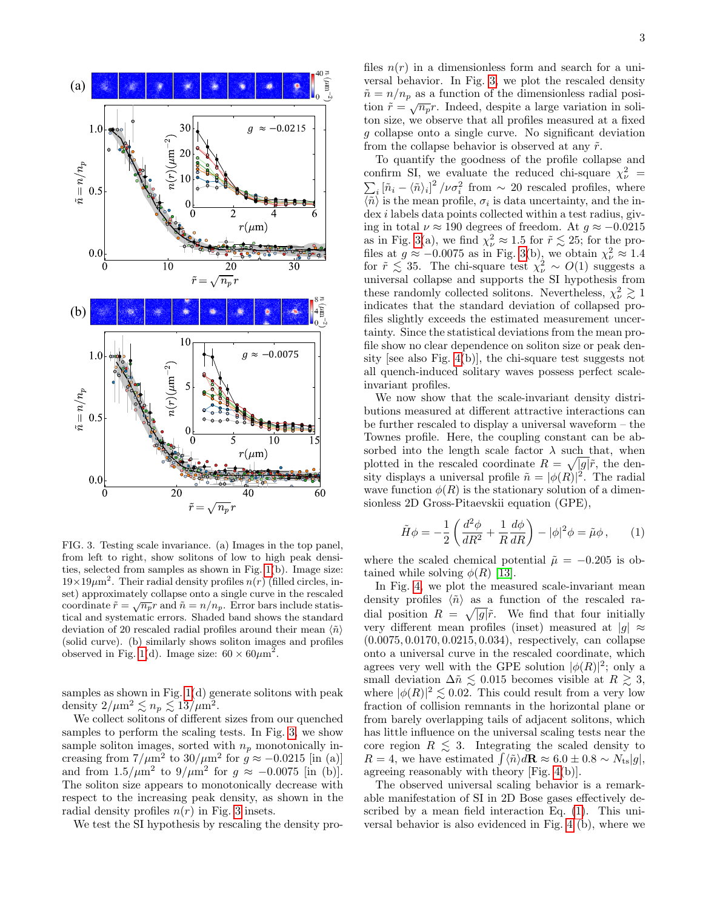FIG. 3. Testing scale invariance. (a) Images in the top panel, from left to right, show solitons of low to high peak densities, selected from samples as shown in Fig. 1(b). Image size: $19{\times}19\mu\text{m}^2$. Their radial density profiles $n(r)$ (filled circles, inset) approximately collapse onto a single curve in the rescaled coordinate $\tilde{r} = \sqrt{n_p}r$ and $\tilde{n} = n/n_p$. Error bars include statistical and systematic errors. Shaded band shows the standard deviation of 20 rescaled radial profiles around their mean $\langle\tilde{n}\rangle$ (solid curve). (b) similarly shows soliton images and profiles observed in Fig. 1(d). Image size: $60 \times 60\mu\text{m}^2$.

samples as shown in Fig. 1(d) generate solitons with peak density $2/\mu\text{m}^2 \lesssim n_p \lesssim 13/\mu\text{m}^2$.

We collect solitons of different sizes from our quenched samples to perform the scaling tests. In Fig. 3, we show sample soliton images, sorted with $n_p$ monotonically increasing from $7/\mu\text{m}^2$ to $30/\mu\text{m}^2$ for $g \approx -0.0215$ [in (a)] and from $1.5/\mu\text{m}^2$ to $9/\mu\text{m}^2$ for $g \approx -0.0075$ [in (b)]. The soliton size appears to monotonically decrease with respect to the increasing peak density, as shown in the radial density profiles $n(r)$ in Fig. 3 insets.

We test the SI hypothesis by rescaling the density profiles $n(r)$ in a dimensionless form and search for a universal behavior. In Fig. 3, we plot the rescaled density $\tilde{n} = n/n_p$ as a function of the dimensionless radial position $\tilde{r} = \sqrt{n_p}r$. Indeed, despite a large variation in soliton size, we observe that all profiles measured at a fixed $g$ collapse onto a single curve. No significant deviation from the collapse behavior is observed at any $\tilde{r}$.

To quantify the goodness of the profile collapse and confirm SI, we evaluate the reduced chi-square $\chi^2_\nu = \sum_i \left[\tilde{n}_i - \langle\tilde{n}\rangle_i\right]^2/\nu\sigma_i^2$ from $\sim 20$ rescaled profiles, where $\langle\tilde{n}\rangle$ is the mean profile, $\sigma_i$ is data uncertainty, and the index $i$ labels data points collected within a test radius, giving in total $\nu \approx 190$ degrees of freedom. At $g \approx -0.0215$ as in Fig. 3(a), we find $\chi^2_\nu \approx 1.5$ for $\tilde{r} \lesssim 25$; for the profiles at $g \approx -0.0075$ as in Fig. 3(b), we obtain $\chi^2_\nu \approx 1.4$ for $\tilde{r} \lesssim 35$. The chi-square test $\chi^2_\nu \sim O(1)$ suggests a universal collapse and supports the SI hypothesis from these randomly collected solitons. Nevertheless, $\chi^2_\nu \gtrsim 1$ indicates that the standard deviation of collapsed profiles slightly exceeds the estimated measurement uncertainty. Since the statistical deviations from the mean profile show no clear dependence on soliton size or peak density [see also Fig. 4(b)], the chi-square test suggests not all quench-induced solitary waves possess perfect scale-invariant profiles.

We now show that the scale-invariant density distributions measured at different attractive interactions can be further rescaled to display a universal waveform – the Townes profile. Here, the coupling constant can be absorbed into the length scale factor $\lambda$ such that, when plotted in the rescaled coordinate $R = \sqrt{|g|}\tilde{r}$, the density displays a universal profile $\tilde{n} = |\phi(R)|^2$. The radial wave function $\phi(R)$ is the stationary solution of a dimensionless 2D Gross-Pitaevskii equation (GPE),

$$\tilde{H}\phi = -\frac{1}{2}\left(\frac{d^2\phi}{dR^2} + \frac{1}{R}\frac{d\phi}{dR}\right) - |\phi|^2\phi = \tilde{\mu}\phi\,, \qquad (1)$$

where the scaled chemical potential $\tilde{\mu} = -0.205$ is obtained while solving $\phi(R)$ [13].

In Fig. 4, we plot the measured scale-invariant mean density profiles $\langle\tilde{n}\rangle$ as a function of the rescaled radial position $R = \sqrt{|g|}\tilde{r}$. We find that four initially very different mean profiles (inset) measured at $|g| \approx (0.0075, 0.0170, 0.0215, 0.034)$, respectively, can collapse onto a universal curve in the rescaled coordinate, which agrees very well with the GPE solution $|\phi(R)|^2$; only a small deviation $\Delta\tilde{n} \lesssim 0.015$ becomes visible at $R \gtrsim 3$, where $|\phi(R)|^2 \lesssim 0.02$. This could result from a very low fraction of collision remnants in the horizontal plane or from barely overlapping tails of adjacent solitons, which has little influence on the universal scaling tests near the core region $R \lesssim 3$. Integrating the scaled density to $R = 4$, we have estimated $\int\langle\tilde{n}\rangle d\mathbf{R} \approx 6.0 \pm 0.8 \sim N_{\text{ts}}|g|$, agreeing reasonably with theory [Fig. 4(b)].

The observed universal scaling behavior is a remarkable manifestation of SI in 2D Bose gases effectively described by a mean field interaction Eq. (1). This universal behavior is also evidenced in Fig. 4 (b), where we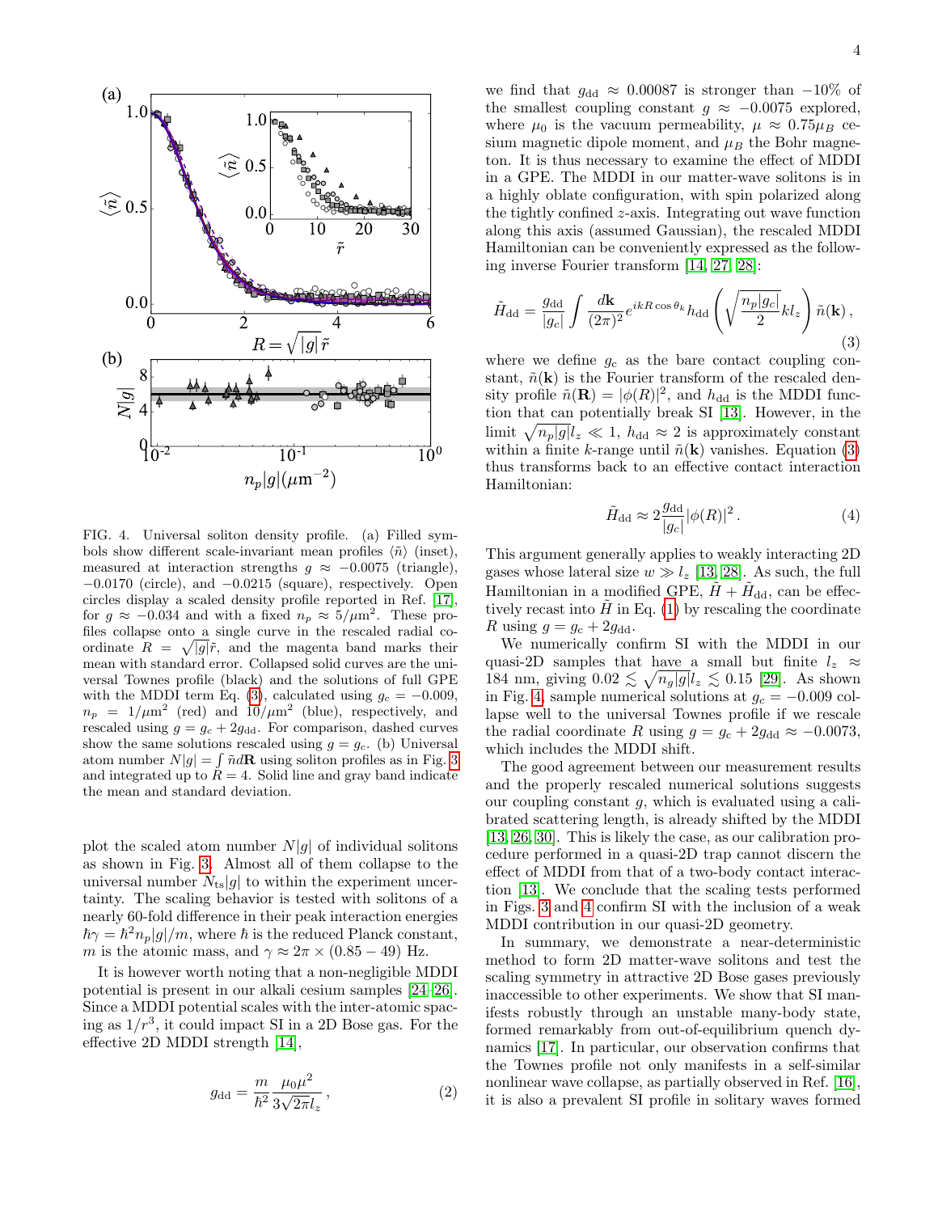FIG. 4. Universal soliton density profile. (a) Filled symbols show different scale-invariant mean profiles $\langle\tilde{n}\rangle$ (inset), measured at interaction strengths $g \approx -0.0075$ (triangle), $-0.0170$ (circle), and $-0.0215$ (square), respectively. Open circles display a scaled density profile reported in Ref. [17], for $g \approx -0.034$ and with a fixed $n_p \approx 5/\mu\text{m}^2$. These profiles collapse onto a single curve in the rescaled radial coordinate $R = \sqrt{|g|}\tilde{r}$, and the magenta band marks their mean with standard error. Collapsed solid curves are the universal Townes profile (black) and the solutions of full GPE with the MDDI term Eq. (3), calculated using $g_c = -0.009$, $n_p = 1/\mu\text{m}^2$ (red) and $10/\mu\text{m}^2$ (blue), respectively, and rescaled using $g = g_c + 2g_{\text{dd}}$. For comparison, dashed curves show the same solutions rescaled using $g = g_c$. (b) Universal atom number $N|g| = \int \tilde{n} d\mathbf{R}$ using soliton profiles as in Fig. 3 and integrated up to $R = 4$. Solid line and gray band indicate the mean and standard deviation.

plot the scaled atom number $N|g|$ of individual solitons as shown in Fig. 3. Almost all of them collapse to the universal number $N_{\text{ts}}|g|$ to within the experiment uncertainty. The scaling behavior is tested with solitons of a nearly 60-fold difference in their peak interaction energies $\hbar\gamma = \hbar^2 n_p|g|/m$, where $\hbar$ is the reduced Planck constant, $m$ is the atomic mass, and $\gamma \approx 2\pi \times (0.85 - 49)$ Hz.

It is however worth noting that a non-negligible MDDI potential is present in our alkali cesium samples [24–26]. Since a MDDI potential scales with the inter-atomic spacing as $1/r^3$, it could impact SI in a 2D Bose gas. For the effective 2D MDDI strength [14],

$$g_{\text{dd}} = \frac{m}{\hbar^2}\frac{\mu_0\mu^2}{3\sqrt{2\pi}l_z}\,, \tag{2}$$

we find that $g_{\text{dd}} \approx 0.00087$ is stronger than $-10\%$ of the smallest coupling constant $g \approx -0.0075$ explored, where $\mu_0$ is the vacuum permeability, $\mu \approx 0.75\mu_B$ cesium magnetic dipole moment, and $\mu_B$ the Bohr magneton. It is thus necessary to examine the effect of MDDI in a GPE. The MDDI in our matter-wave solitons is in a highly oblate configuration, with spin polarized along the tightly confined $z$-axis. Integrating out wave function along this axis (assumed Gaussian), the rescaled MDDI Hamiltonian can be conveniently expressed as the following inverse Fourier transform [14, 27, 28]:

$$\tilde{H}_{\text{dd}} = \frac{g_{\text{dd}}}{|g_c|}\int\frac{d\mathbf{k}}{(2\pi)^2}e^{ikR\cos\theta_k}h_{\text{dd}}\left(\sqrt{\frac{n_p|g_c|}{2}}kl_z\right)\tilde{n}(\mathbf{k})\,, \tag{3}$$

where we define $g_c$ as the bare contact coupling constant, $\tilde{n}(\mathbf{k})$ is the Fourier transform of the rescaled density profile $\tilde{n}(\mathbf{R}) = |\phi(R)|^2$, and $h_{\text{dd}}$ is the MDDI function that can potentially break SI [13]. However, in the limit $\sqrt{n_p|g|}l_z \ll 1$, $h_{\text{dd}} \approx 2$ is approximately constant within a finite $k$-range until $\tilde{n}(\mathbf{k})$ vanishes. Equation (3) thus transforms back to an effective contact interaction Hamiltonian:

$$\tilde{H}_{\text{dd}} \approx 2\frac{g_{\text{dd}}}{|g_c|}|\phi(R)|^2\,. \tag{4}$$

This argument generally applies to weakly interacting 2D gases whose lateral size $w \gg l_z$ [13, 28]. As such, the full Hamiltonian in a modified GPE, $\tilde{H} + \tilde{H}_{\text{dd}}$, can be effectively recast into $\tilde{H}$ in Eq. (1) by rescaling the coordinate $R$ using $g = g_c + 2g_{\text{dd}}$.

We numerically confirm SI with the MDDI in our quasi-2D samples that have a small but finite $l_z \approx 184$ nm, giving $0.02 \lesssim \sqrt{n_g|g|}l_z \lesssim 0.15$ [29]. As shown in Fig. 4, sample numerical solutions at $g_c = -0.009$ collapse well to the universal Townes profile if we rescale the radial coordinate $R$ using $g = g_c + 2g_{\text{dd}} \approx -0.0073$, which includes the MDDI shift.

The good agreement between our measurement results and the properly rescaled numerical solutions suggests our coupling constant $g$, which is evaluated using a calibrated scattering length, is already shifted by the MDDI [13, 26, 30]. This is likely the case, as our calibration procedure performed in a quasi-2D trap cannot discern the effect of MDDI from that of a two-body contact interaction [13]. We conclude that the scaling tests performed in Figs. 3 and 4 confirm SI with the inclusion of a weak MDDI contribution in our quasi-2D geometry.

In summary, we demonstrate a near-deterministic method to form 2D matter-wave solitons and test the scaling symmetry in attractive 2D Bose gases previously inaccessible to other experiments. We show that SI manifests robustly through an unstable many-body state, formed remarkably from out-of-equilibrium quench dynamics [17]. In particular, our observation confirms that the Townes profile not only manifests in a self-similar nonlinear wave collapse, as partially observed in Ref. [16], it is also a prevalent SI profile in solitary waves formed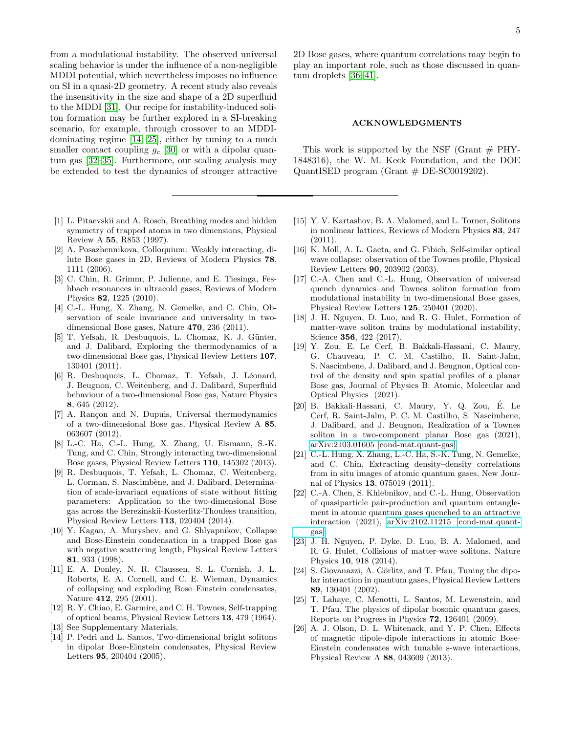from a modulational instability. The observed universal scaling behavior is under the influence of a non-negligible MDDI potential, which nevertheless imposes no influence on SI in a quasi-2D geometry. A recent study also reveals the insensitivity in the size and shape of a 2D superfluid to the MDDI [31]. Our recipe for instability-induced soliton formation may be further explored in a SI-breaking scenario, for example, through crossover to an MDDI-dominating regime [14, 25], either by tuning to a much smaller contact coupling $g_c$ [30] or with a dipolar quantum gas [32–35]. Furthermore, our scaling analysis may be extended to test the dynamics of stronger attractive 2D Bose gases, where quantum correlations may begin to play an important role, such as those discussed in quantum droplets [36–41].

## ACKNOWLEDGMENTS

This work is supported by the NSF (Grant # PHY-1848316), the W. M. Keck Foundation, and the DOE QuantISED program (Grant # DE-SC0019202).

---

[1] L. Pitaevskii and A. Rosch, Breathing modes and hidden symmetry of trapped atoms in two dimensions, Physical Review A **55**, R853 (1997).

[2] A. Posazhennikova, Colloquium: Weakly interacting, dilute Bose gases in 2D, Reviews of Modern Physics **78**, 1111 (2006).

[3] C. Chin, R. Grimm, P. Julienne, and E. Tiesinga, Feshbach resonances in ultracold gases, Reviews of Modern Physics **82**, 1225 (2010).

[4] C.-L. Hung, X. Zhang, N. Gemelke, and C. Chin, Observation of scale invariance and universality in two-dimensional Bose gases, Nature **470**, 236 (2011).

[5] T. Yefsah, R. Desbuquois, L. Chomaz, K. J. Günter, and J. Dalibard, Exploring the thermodynamics of a two-dimensional Bose gas, Physical Review Letters **107**, 130401 (2011).

[6] R. Desbuquois, L. Chomaz, T. Yefsah, J. Léonard, J. Beugnon, C. Weitenberg, and J. Dalibard, Superfluid behaviour of a two-dimensional Bose gas, Nature Physics **8**, 645 (2012).

[7] A. Rançon and N. Dupuis, Universal thermodynamics of a two-dimensional Bose gas, Physical Review A **85**, 063607 (2012).

[8] L.-C. Ha, C.-L. Hung, X. Zhang, U. Eismann, S.-K. Tung, and C. Chin, Strongly interacting two-dimensional Bose gases, Physical Review Letters **110**, 145302 (2013).

[9] R. Desbuquois, T. Yefsah, L. Chomaz, C. Weitenberg, L. Corman, S. Nascimbène, and J. Dalibard, Determination of scale-invariant equations of state without fitting parameters: Application to the two-dimensional Bose gas across the Berezinskii-Kosterlitz-Thouless transition, Physical Review Letters **113**, 020404 (2014).

[10] Y. Kagan, A. Muryshev, and G. Shlyapnikov, Collapse and Bose-Einstein condensation in a trapped Bose gas with negative scattering length, Physical Review Letters **81**, 933 (1998).

[11] E. A. Donley, N. R. Claussen, S. L. Cornish, J. L. Roberts, E. A. Cornell, and C. E. Wieman, Dynamics of collapsing and exploding Bose–Einstein condensates, Nature **412**, 295 (2001).

[12] R. Y. Chiao, E. Garmire, and C. H. Townes, Self-trapping of optical beams, Physical Review Letters **13**, 479 (1964).

[13] See Supplementary Materials.

[14] P. Pedri and L. Santos, Two-dimensional bright solitons in dipolar Bose-Einstein condensates, Physical Review Letters **95**, 200404 (2005).

[15] Y. V. Kartashov, B. A. Malomed, and L. Torner, Solitons in nonlinear lattices, Reviews of Modern Physics **83**, 247 (2011).

[16] K. Moll, A. L. Gaeta, and G. Fibich, Self-similar optical wave collapse: observation of the Townes profile, Physical Review Letters **90**, 203902 (2003).

[17] C.-A. Chen and C.-L. Hung, Observation of universal quench dynamics and Townes soliton formation from modulational instability in two-dimensional Bose gases, Physical Review Letters **125**, 250401 (2020).

[18] J. H. Nguyen, D. Luo, and R. G. Hulet, Formation of matter-wave soliton trains by modulational instability, Science **356**, 422 (2017).

[19] Y. Zou, E. Le Cerf, B. Bakkali-Hassani, C. Maury, G. Chauveau, P. C. M. Castilho, R. Saint-Jalm, S. Nascimbene, J. Dalibard, and J. Beugnon, Optical control of the density and spin spatial profiles of a planar Bose gas, Journal of Physics B: Atomic, Molecular and Optical Physics (2021).

[20] B. Bakkali-Hassani, C. Maury, Y. Q. Zou, É. Le Cerf, R. Saint-Jalm, P. C. M. Castilho, S. Nascimbene, J. Dalibard, and J. Beugnon, Realization of a Townes soliton in a two-component planar Bose gas (2021), arXiv:2103.01605 [cond-mat.quant-gas].

[21] C.-L. Hung, X. Zhang, L.-C. Ha, S.-K. Tung, N. Gemelke, and C. Chin, Extracting density–density correlations from in situ images of atomic quantum gases, New Journal of Physics **13**, 075019 (2011).

[22] C.-A. Chen, S. Khlebnikov, and C.-L. Hung, Observation of quasiparticle pair-production and quantum entanglement in atomic quantum gases quenched to an attractive interaction (2021), arXiv:2102.11215 [cond-mat.quant-gas].

[23] J. H. Nguyen, P. Dyke, D. Luo, B. A. Malomed, and R. G. Hulet, Collisions of matter-wave solitons, Nature Physics **10**, 918 (2014).

[24] S. Giovanazzi, A. Görlitz, and T. Pfau, Tuning the dipolar interaction in quantum gases, Physical Review Letters **89**, 130401 (2002).

[25] T. Lahaye, C. Menotti, L. Santos, M. Lewenstein, and T. Pfau, The physics of dipolar bosonic quantum gases, Reports on Progress in Physics **72**, 126401 (2009).

[26] A. J. Olson, D. L. Whitenack, and Y. P. Chen, Effects of magnetic dipole-dipole interactions in atomic Bose-Einstein condensates with tunable s-wave interactions, Physical Review A **88**, 043609 (2013).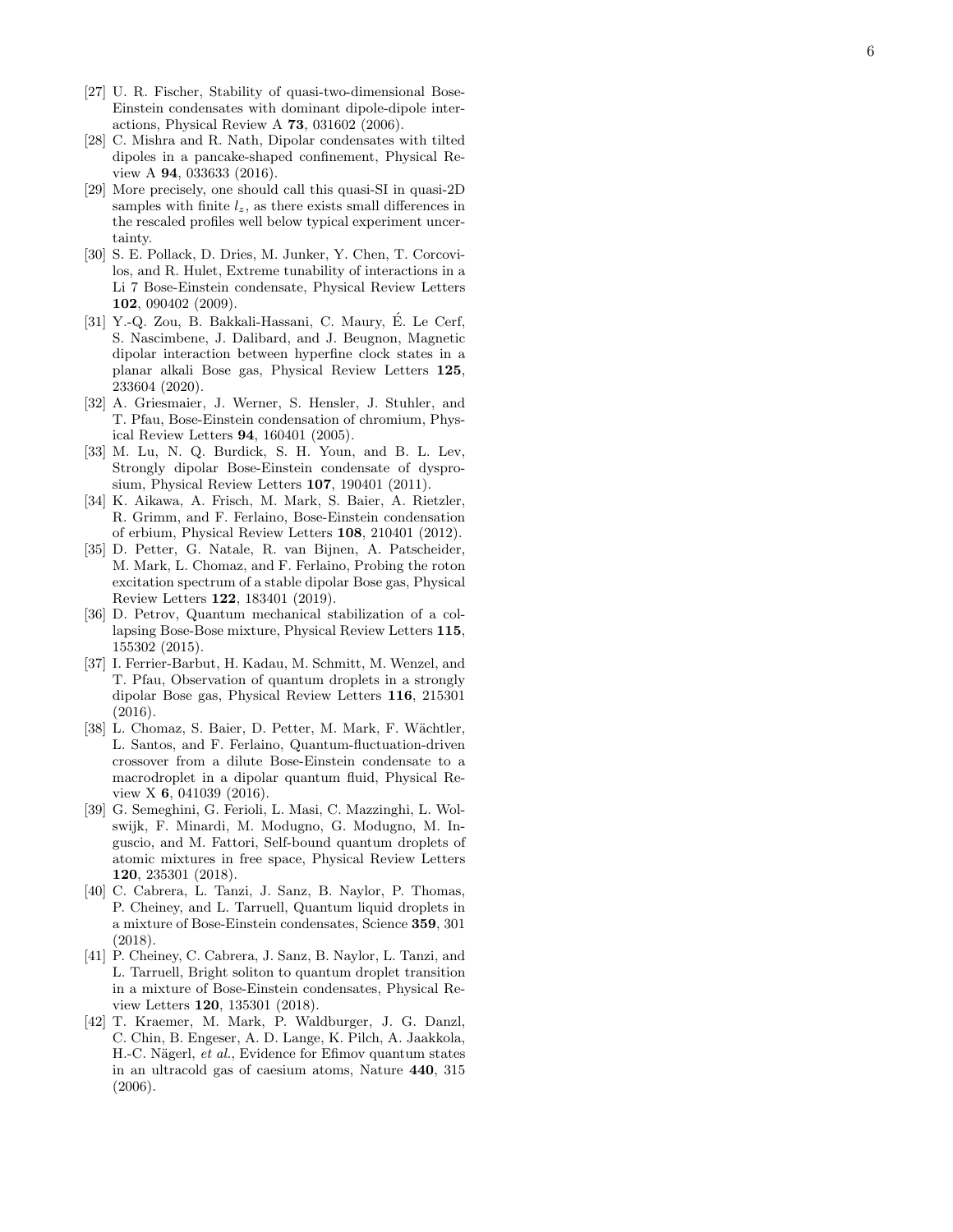[27] U. R. Fischer, Stability of quasi-two-dimensional Bose-Einstein condensates with dominant dipole-dipole interactions, Physical Review A **73**, 031602 (2006).

[28] C. Mishra and R. Nath, Dipolar condensates with tilted dipoles in a pancake-shaped confinement, Physical Review A **94**, 033633 (2016).

[29] More precisely, one should call this quasi-SI in quasi-2D samples with finite $l_z$, as there exists small differences in the rescaled profiles well below typical experiment uncertainty.

[30] S. E. Pollack, D. Dries, M. Junker, Y. Chen, T. Corcovilos, and R. Hulet, Extreme tunability of interactions in a Li 7 Bose-Einstein condensate, Physical Review Letters **102**, 090402 (2009).

[31] Y.-Q. Zou, B. Bakkali-Hassani, C. Maury, É. Le Cerf, S. Nascimbene, J. Dalibard, and J. Beugnon, Magnetic dipolar interaction between hyperfine clock states in a planar alkali Bose gas, Physical Review Letters **125**, 233604 (2020).

[32] A. Griesmaier, J. Werner, S. Hensler, J. Stuhler, and T. Pfau, Bose-Einstein condensation of chromium, Physical Review Letters **94**, 160401 (2005).

[33] M. Lu, N. Q. Burdick, S. H. Youn, and B. L. Lev, Strongly dipolar Bose-Einstein condensate of dysprosium, Physical Review Letters **107**, 190401 (2011).

[34] K. Aikawa, A. Frisch, M. Mark, S. Baier, A. Rietzler, R. Grimm, and F. Ferlaino, Bose-Einstein condensation of erbium, Physical Review Letters **108**, 210401 (2012).

[35] D. Petter, G. Natale, R. van Bijnen, A. Patscheider, M. Mark, L. Chomaz, and F. Ferlaino, Probing the roton excitation spectrum of a stable dipolar Bose gas, Physical Review Letters **122**, 183401 (2019).

[36] D. Petrov, Quantum mechanical stabilization of a collapsing Bose-Bose mixture, Physical Review Letters **115**, 155302 (2015).

[37] I. Ferrier-Barbut, H. Kadau, M. Schmitt, M. Wenzel, and T. Pfau, Observation of quantum droplets in a strongly dipolar Bose gas, Physical Review Letters **116**, 215301 (2016).

[38] L. Chomaz, S. Baier, D. Petter, M. Mark, F. Wächtler, L. Santos, and F. Ferlaino, Quantum-fluctuation-driven crossover from a dilute Bose-Einstein condensate to a macrodroplet in a dipolar quantum fluid, Physical Review X **6**, 041039 (2016).

[39] G. Semeghini, G. Ferioli, L. Masi, C. Mazzinghi, L. Wolswijk, F. Minardi, M. Modugno, G. Modugno, M. Inguscio, and M. Fattori, Self-bound quantum droplets of atomic mixtures in free space, Physical Review Letters **120**, 235301 (2018).

[40] C. Cabrera, L. Tanzi, J. Sanz, B. Naylor, P. Thomas, P. Cheiney, and L. Tarruell, Quantum liquid droplets in a mixture of Bose-Einstein condensates, Science **359**, 301 (2018).

[41] P. Cheiney, C. Cabrera, J. Sanz, B. Naylor, L. Tanzi, and L. Tarruell, Bright soliton to quantum droplet transition in a mixture of Bose-Einstein condensates, Physical Review Letters **120**, 135301 (2018).

[42] T. Kraemer, M. Mark, P. Waldburger, J. G. Danzl, C. Chin, B. Engeser, A. D. Lange, K. Pilch, A. Jaakkola, H.-C. Nägerl, *et al.*, Evidence for Efimov quantum states in an ultracold gas of caesium atoms, Nature **440**, 315 (2006).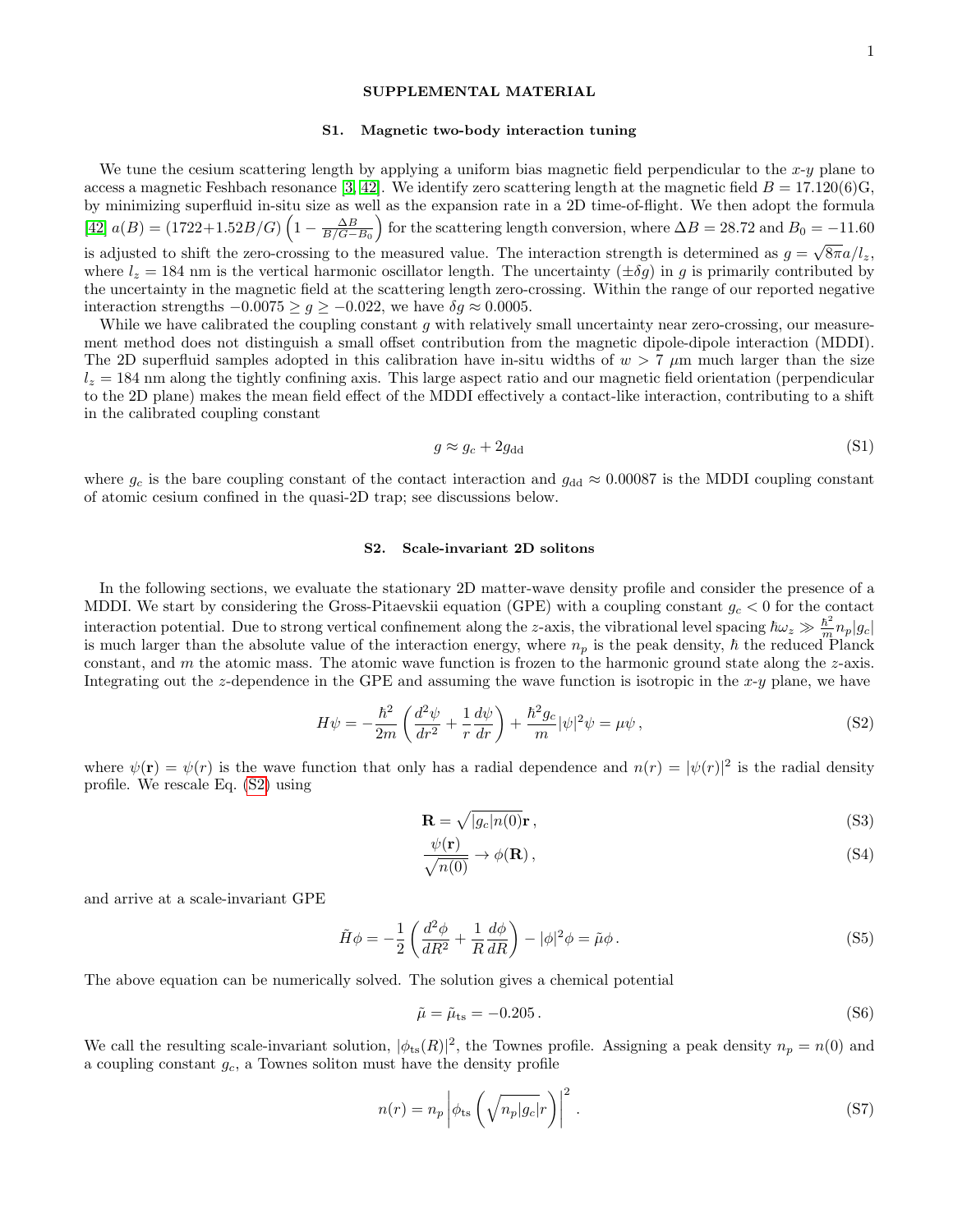## SUPPLEMENTAL MATERIAL

### S1. Magnetic two-body interaction tuning

We tune the cesium scattering length by applying a uniform bias magnetic field perpendicular to the $x$-$y$ plane to access a magnetic Feshbach resonance [3, 42]. We identify zero scattering length at the magnetic field $B = 17.120(6)$G, by minimizing superfluid in-situ size as well as the expansion rate in a 2D time-of-flight. We then adopt the formula [42] $a(B) = (1722+1.52B/G)\left(1 - \frac{\Delta B}{B/G - B_0}\right)$ for the scattering length conversion, where $\Delta B = 28.72$ and $B_0 = -11.60$ is adjusted to shift the zero-crossing to the measured value. The interaction strength is determined as $g = \sqrt{8\pi}a/l_z$, where $l_z = 184$ nm is the vertical harmonic oscillator length. The uncertainty ($\pm\delta g$) in $g$ is primarily contributed by the uncertainty in the magnetic field at the scattering length zero-crossing. Within the range of our reported negative interaction strengths $-0.0075 \geq g \geq -0.022$, we have $\delta g \approx 0.0005$.

While we have calibrated the coupling constant $g$ with relatively small uncertainty near zero-crossing, our measurement method does not distinguish a small offset contribution from the magnetic dipole-dipole interaction (MDDI). The 2D superfluid samples adopted in this calibration have in-situ widths of $w > 7$ $\mu$m much larger than the size $l_z = 184$ nm along the tightly confining axis. This large aspect ratio and our magnetic field orientation (perpendicular to the 2D plane) makes the mean field effect of the MDDI effectively a contact-like interaction, contributing to a shift in the calibrated coupling constant

$$g \approx g_c + 2g_{\rm dd} \tag{S1}$$

where $g_c$ is the bare coupling constant of the contact interaction and $g_{\rm dd} \approx 0.00087$ is the MDDI coupling constant of atomic cesium confined in the quasi-2D trap; see discussions below.

### S2. Scale-invariant 2D solitons

In the following sections, we evaluate the stationary 2D matter-wave density profile and consider the presence of a MDDI. We start by considering the Gross-Pitaevskii equation (GPE) with a coupling constant $g_c < 0$ for the contact interaction potential. Due to strong vertical confinement along the $z$-axis, the vibrational level spacing $\hbar\omega_z \gg \frac{\hbar^2}{m}n_p|g_c|$ is much larger than the absolute value of the interaction energy, where $n_p$ is the peak density, $\hbar$ the reduced Planck constant, and $m$ the atomic mass. The atomic wave function is frozen to the harmonic ground state along the $z$-axis. Integrating out the $z$-dependence in the GPE and assuming the wave function is isotropic in the $x$-$y$ plane, we have

$$H\psi = -\frac{\hbar^2}{2m}\left(\frac{d^2\psi}{dr^2} + \frac{1}{r}\frac{d\psi}{dr}\right) + \frac{\hbar^2 g_c}{m}|\psi|^2\psi = \mu\psi\,, \tag{S2}$$

where $\psi(\mathbf{r}) = \psi(r)$ is the wave function that only has a radial dependence and $n(r) = |\psi(r)|^2$ is the radial density profile. We rescale Eq. (S2) using

$$\mathbf{R} = \sqrt{|g_c|n(0)}\mathbf{r}\,, \tag{S3}$$

$$\frac{\psi(\mathbf{r})}{\sqrt{n(0)}} \to \phi(\mathbf{R})\,, \tag{S4}$$

and arrive at a scale-invariant GPE

$$\tilde{H}\phi = -\frac{1}{2}\left(\frac{d^2\phi}{dR^2} + \frac{1}{R}\frac{d\phi}{dR}\right) - |\phi|^2\phi = \tilde{\mu}\phi\,. \tag{S5}$$

The above equation can be numerically solved. The solution gives a chemical potential

$$\tilde{\mu} = \tilde{\mu}_{\rm ts} = -0.205\,. \tag{S6}$$

We call the resulting scale-invariant solution, $|\phi_{\rm ts}(R)|^2$, the Townes profile. Assigning a peak density $n_p = n(0)$ and a coupling constant $g_c$, a Townes soliton must have the density profile

$$n(r) = n_p\left|\phi_{\rm ts}\left(\sqrt{n_p|g_c|}r\right)\right|^2\,. \tag{S7}$$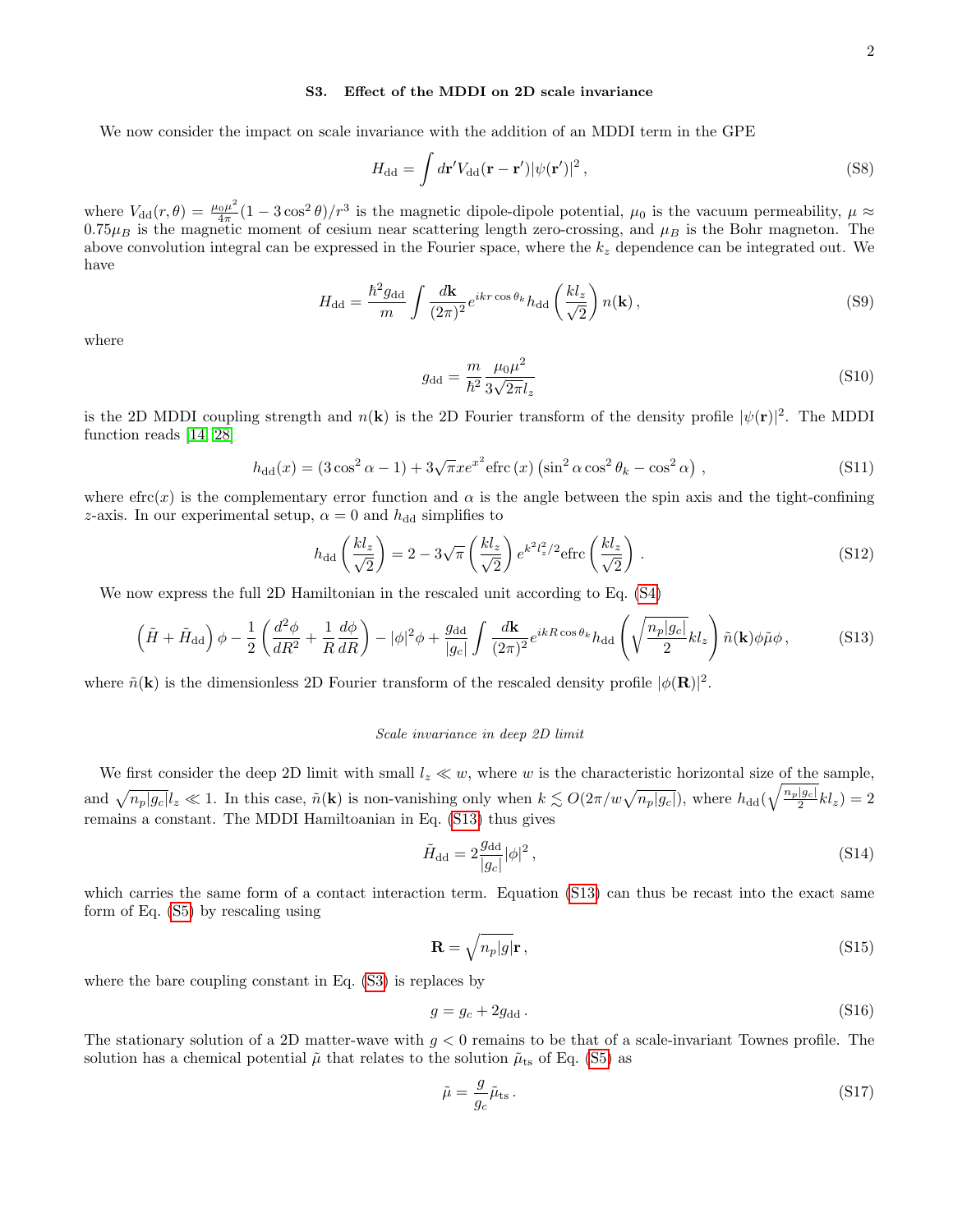### S3. Effect of the MDDI on 2D scale invariance

We now consider the impact on scale invariance with the addition of an MDDI term in the GPE

$$H_{\rm dd} = \int d\mathbf{r}' V_{\rm dd}(\mathbf{r}-\mathbf{r}')|\psi(\mathbf{r}')|^2 \,, \tag{S8}$$

where $V_{\rm dd}(r,\theta) = \frac{\mu_0 \mu^2}{4\pi}(1-3\cos^2\theta)/r^3$ is the magnetic dipole-dipole potential, $\mu_0$ is the vacuum permeability, $\mu \approx 0.75\mu_B$ is the magnetic moment of cesium near scattering length zero-crossing, and $\mu_B$ is the Bohr magneton. The above convolution integral can be expressed in the Fourier space, where the $k_z$ dependence can be integrated out. We have

$$H_{\rm dd} = \frac{\hbar^2 g_{\rm dd}}{m} \int \frac{d\mathbf{k}}{(2\pi)^2} e^{ikr\cos\theta_k} h_{\rm dd}\left(\frac{kl_z}{\sqrt{2}}\right) n(\mathbf{k}) \,, \tag{S9}$$

where

$$g_{\rm dd} = \frac{m}{\hbar^2}\frac{\mu_0 \mu^2}{3\sqrt{2\pi} l_z} \tag{S10}$$

is the 2D MDDI coupling strength and $n(\mathbf{k})$ is the 2D Fourier transform of the density profile $|\psi(\mathbf{r})|^2$. The MDDI function reads [14, 28]

$$h_{\rm dd}(x) = (3\cos^2\alpha - 1) + 3\sqrt{\pi} x e^{x^2} {\rm efrc}(x)\left(\sin^2\alpha\cos^2\theta_k - \cos^2\alpha\right) \,, \tag{S11}$$

where efrc$(x)$ is the complementary error function and $\alpha$ is the angle between the spin axis and the tight-confining $z$-axis. In our experimental setup, $\alpha = 0$ and $h_{\rm dd}$ simplifies to

$$h_{\rm dd}\left(\frac{kl_z}{\sqrt{2}}\right) = 2 - 3\sqrt{\pi}\left(\frac{kl_z}{\sqrt{2}}\right) e^{k^2 l_z^2/2} {\rm efrc}\left(\frac{kl_z}{\sqrt{2}}\right) \,. \tag{S12}$$

We now express the full 2D Hamiltonian in the rescaled unit according to Eq. (S4)

$$\left(\tilde{H} + \tilde{H}_{\rm dd}\right)\phi - \frac{1}{2}\left(\frac{d^2\phi}{dR^2} + \frac{1}{R}\frac{d\phi}{dR}\right) - |\phi|^2\phi + \frac{g_{\rm dd}}{|g_c|}\int \frac{d\mathbf{k}}{(2\pi)^2} e^{ikR\cos\theta_k} h_{\rm dd}\left(\sqrt{\frac{n_p|g_c|}{2}} k l_z\right)\tilde{n}(\mathbf{k})\phi\tilde{\mu}\phi \,, \tag{S13}$$

where $\tilde{n}(\mathbf{k})$ is the dimensionless 2D Fourier transform of the rescaled density profile $|\phi(\mathbf{R})|^2$.

*Scale invariance in deep 2D limit*

We first consider the deep 2D limit with small $l_z \ll w$, where $w$ is the characteristic horizontal size of the sample, and $\sqrt{n_p|g_c|}l_z \ll 1$. In this case, $\tilde{n}(\mathbf{k})$ is non-vanishing only when $k \lesssim O(2\pi/w\sqrt{n_p|g_c|})$, where $h_{\rm dd}(\sqrt{\frac{n_p|g_c|}{2}} k l_z) = 2$ remains a constant. The MDDI Hamiltoanian in Eq. (S13) thus gives

$$\tilde{H}_{\rm dd} = 2\frac{g_{\rm dd}}{|g_c|}|\phi|^2 \,, \tag{S14}$$

which carries the same form of a contact interaction term. Equation (S13) can thus be recast into the exact same form of Eq. (S5) by rescaling using

$$\mathbf{R} = \sqrt{n_p|g|}\mathbf{r} \,, \tag{S15}$$

where the bare coupling constant in Eq. (S3) is replaces by

$$g = g_c + 2g_{\rm dd} \,. \tag{S16}$$

The stationary solution of a 2D matter-wave with $g < 0$ remains to be that of a scale-invariant Townes profile. The solution has a chemical potential $\tilde{\mu}$ that relates to the solution $\tilde{\mu}_{\rm ts}$ of Eq. (S5) as

$$\tilde{\mu} = \frac{g}{g_c}\tilde{\mu}_{\rm ts} \,. \tag{S17}$$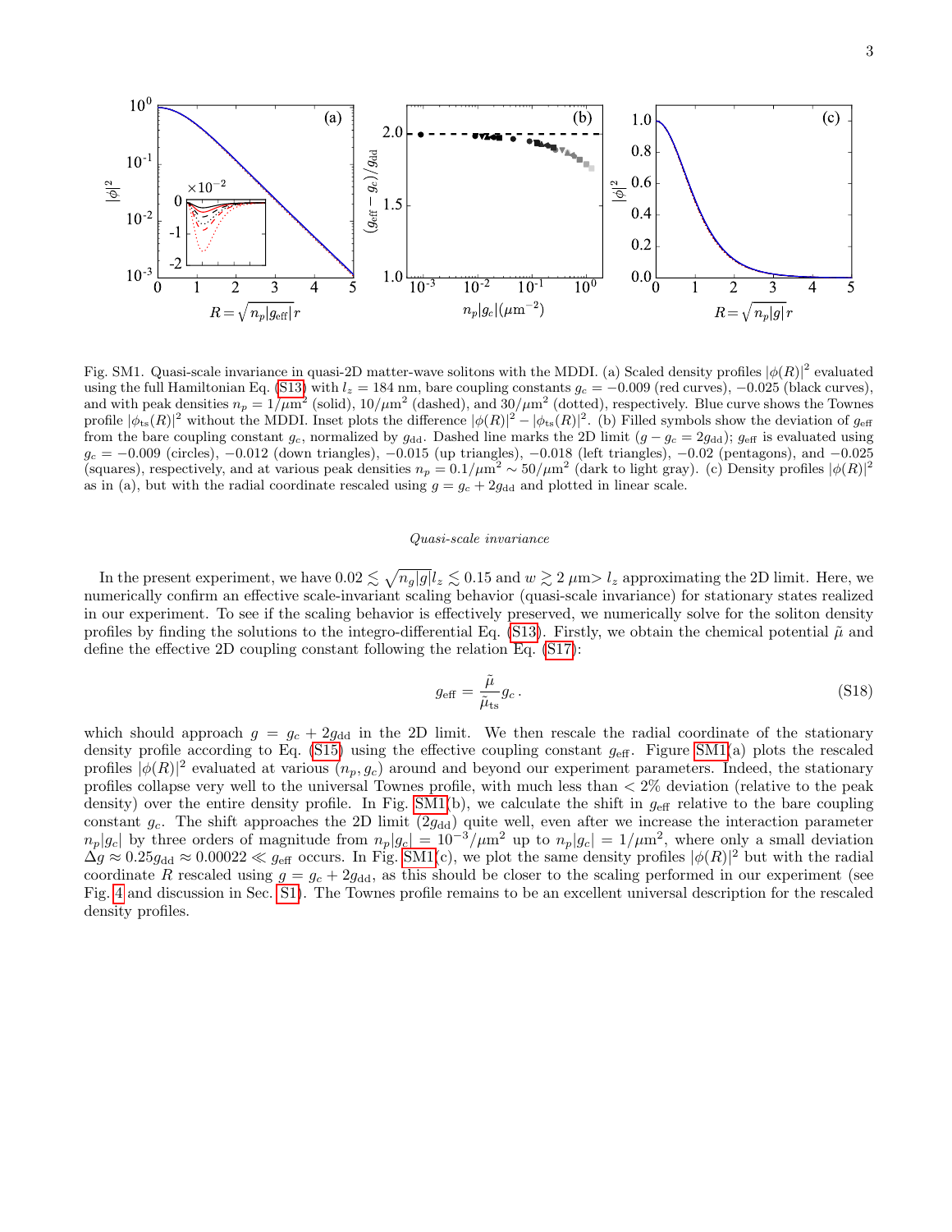(a)

$10^0$

$10^{-1}$

$10^{-2}$

$10^{-3}$

$|\phi|^2$

$\times 10^{-2}$

0

-1

-2

0 1 2 3 4 5

$R = \sqrt{n_p|g_{\rm eff}|}\, r$

(b)

2.0

1.5

1.0

$(g_{\rm eff} - g_c)/g_{\rm dd}$

$10^{-3}$ $10^{-2}$ $10^{-1}$ $10^{0}$

$n_p|g_c|(\mu{\rm m}^{-2})$

(c)

1.0

0.8

0.6

0.4

0.2

0.0

$|\phi|^2$

0 1 2 3 4 5

$R = \sqrt{n_p|g|}\, r$

Fig. SM1. Quasi-scale invariance in quasi-2D matter-wave solitons with the MDDI. (a) Scaled density profiles $|\phi(R)|^2$ evaluated using the full Hamiltonian Eq. (S13) with $l_z = 184$ nm, bare coupling constants $g_c = -0.009$ (red curves), $-0.025$ (black curves), and with peak densities $n_p = 1/\mu{\rm m}^2$ (solid), $10/\mu{\rm m}^2$ (dashed), and $30/\mu{\rm m}^2$ (dotted), respectively. Blue curve shows the Townes profile $|\phi_{\rm ts}(R)|^2$ without the MDDI. Inset plots the difference $|\phi(R)|^2 - |\phi_{\rm ts}(R)|^2$. (b) Filled symbols show the deviation of $g_{\rm eff}$ from the bare coupling constant $g_c$, normalized by $g_{\rm dd}$. Dashed line marks the 2D limit ($g - g_c = 2g_{\rm dd}$); $g_{\rm eff}$ is evaluated using $g_c = -0.009$ (circles), $-0.012$ (down triangles), $-0.015$ (up triangles), $-0.018$ (left triangles), $-0.02$ (pentagons), and $-0.025$ (squares), respectively, and at various peak densities $n_p = 0.1/\mu{\rm m}^2 \sim 50/\mu{\rm m}^2$ (dark to light gray). (c) Density profiles $|\phi(R)|^2$ as in (a), but with the radial coordinate rescaled using $g = g_c + 2g_{\rm dd}$ and plotted in linear scale.

*Quasi-scale invariance*

In the present experiment, we have $0.02 \lesssim \sqrt{n_g|g|}\, l_z \lesssim 0.15$ and $w \gtrsim 2\ \mu{\rm m} > l_z$ approximating the 2D limit. Here, we numerically confirm an effective scale-invariant scaling behavior (quasi-scale invariance) for stationary states realized in our experiment. To see if the scaling behavior is effectively preserved, we numerically solve for the soliton density profiles by finding the solutions to the integro-differential Eq. (S13). Firstly, we obtain the chemical potential $\tilde{\mu}$ and define the effective 2D coupling constant following the relation Eq. (S17):

$$g_{\rm eff} = \frac{\tilde{\mu}}{\tilde{\mu}_{\rm ts}} g_c\,. \tag{S18}$$

which should approach $g = g_c + 2g_{\rm dd}$ in the 2D limit. We then rescale the radial coordinate of the stationary density profile according to Eq. (S15) using the effective coupling constant $g_{\rm eff}$. Figure SM1(a) plots the rescaled profiles $|\phi(R)|^2$ evaluated at various $(n_p, g_c)$ around and beyond our experiment parameters. Indeed, the stationary profiles collapse very well to the universal Townes profile, with much less than $< 2\%$ deviation (relative to the peak density) over the entire density profile. In Fig. SM1(b), we calculate the shift in $g_{\rm eff}$ relative to the bare coupling constant $g_c$. The shift approaches the 2D limit ($2g_{\rm dd}$) quite well, even after we increase the interaction parameter $n_p|g_c|$ by three orders of magnitude from $n_p|g_c| = 10^{-3}/\mu{\rm m}^2$ up to $n_p|g_c| = 1/\mu{\rm m}^2$, where only a small deviation $\Delta g \approx 0.25 g_{\rm dd} \approx 0.00022 \ll g_{\rm eff}$ occurs. In Fig. SM1(c), we plot the same density profiles $|\phi(R)|^2$ but with the radial coordinate $R$ rescaled using $g = g_c + 2g_{\rm dd}$, as this should be closer to the scaling performed in our experiment (see Fig. 4 and discussion in Sec. S1). The Townes profile remains to be an excellent universal description for the rescaled density profiles.